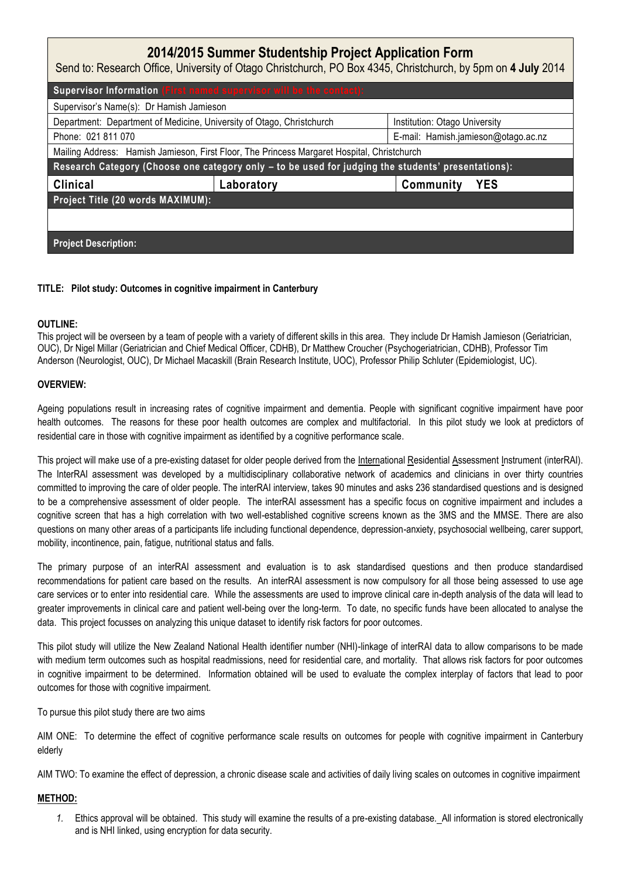# 2014/2015 Summer Studentship Project Application Form

Send to: Research Office, University of Otago Christchurch, PO Box 4345, Christchurch, by 5pm on **4 July** 2014

| **Supervisor Information** (First named supervisor will be the contact): | | |
|---|---|---|
| Supervisor's Name(s): Dr Hamish Jamieson | | |
| Department: Department of Medicine, University of Otago, Christchurch | | Institution: Otago University |
| Phone: 021 811 070 | | E-mail: Hamish.jamieson@otago.ac.nz |
| Mailing Address: Hamish Jamieson, First Floor, The Princess Margaret Hospital, Christchurch | | |
| **Research Category (Choose one category only – to be used for judging the students' presentations):** | | |
| **Clinical** | **Laboratory** | **Community YES** |
| **Project Title (20 words MAXIMUM):** | | |
| | | |
| **Project Description:** | | |

**TITLE: Pilot study: Outcomes in cognitive impairment in Canterbury**

**OUTLINE:**

This project will be overseen by a team of people with a variety of different skills in this area. They include Dr Hamish Jamieson (Geriatrician, OUC), Dr Nigel Millar (Geriatrician and Chief Medical Officer, CDHB), Dr Matthew Croucher (Psychogeriatrician, CDHB), Professor Tim Anderson (Neurologist, OUC), Dr Michael Macaskill (Brain Research Institute, UOC), Professor Philip Schluter (Epidemiologist, UC).

**OVERVIEW:**

Ageing populations result in increasing rates of cognitive impairment and dementia. People with significant cognitive impairment have poor health outcomes. The reasons for these poor health outcomes are complex and multifactorial. In this pilot study we look at predictors of residential care in those with cognitive impairment as identified by a cognitive performance scale.

This project will make use of a pre-existing dataset for older people derived from the International Residential Assessment Instrument (interRAI). The InterRAI assessment was developed by a multidisciplinary collaborative network of academics and clinicians in over thirty countries committed to improving the care of older people. The interRAI interview, takes 90 minutes and asks 236 standardised questions and is designed to be a comprehensive assessment of older people. The interRAI assessment has a specific focus on cognitive impairment and includes a cognitive screen that has a high correlation with two well-established cognitive screens known as the 3MS and the MMSE. There are also questions on many other areas of a participants life including functional dependence, depression-anxiety, psychosocial wellbeing, carer support, mobility, incontinence, pain, fatigue, nutritional status and falls.

The primary purpose of an interRAI assessment and evaluation is to ask standardised questions and then produce standardised recommendations for patient care based on the results. An interRAI assessment is now compulsory for all those being assessed to use age care services or to enter into residential care. While the assessments are used to improve clinical care in-depth analysis of the data will lead to greater improvements in clinical care and patient well-being over the long-term. To date, no specific funds have been allocated to analyse the data. This project focusses on analyzing this unique dataset to identify risk factors for poor outcomes.

This pilot study will utilize the New Zealand National Health identifier number (NHI)-linkage of interRAI data to allow comparisons to be made with medium term outcomes such as hospital readmissions, need for residential care, and mortality. That allows risk factors for poor outcomes in cognitive impairment to be determined. Information obtained will be used to evaluate the complex interplay of factors that lead to poor outcomes for those with cognitive impairment.

To pursue this pilot study there are two aims

AIM ONE: To determine the effect of cognitive performance scale results on outcomes for people with cognitive impairment in Canterbury elderly

AIM TWO: To examine the effect of depression, a chronic disease scale and activities of daily living scales on outcomes in cognitive impairment

**METHOD:**

1. Ethics approval will be obtained. This study will examine the results of a pre-existing database. All information is stored electronically and is NHI linked, using encryption for data security.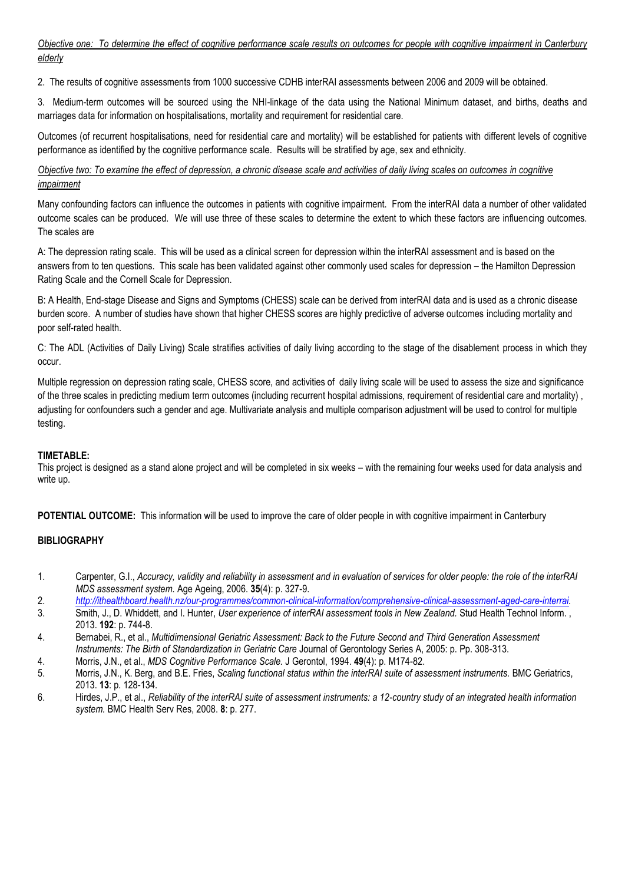*Objective one: To determine the effect of cognitive performance scale results on outcomes for people with cognitive impairment in Canterbury elderly*

2. The results of cognitive assessments from 1000 successive CDHB interRAI assessments between 2006 and 2009 will be obtained.

3. Medium-term outcomes will be sourced using the NHI-linkage of the data using the National Minimum dataset, and births, deaths and marriages data for information on hospitalisations, mortality and requirement for residential care.

Outcomes (of recurrent hospitalisations, need for residential care and mortality) will be established for patients with different levels of cognitive performance as identified by the cognitive performance scale. Results will be stratified by age, sex and ethnicity.

*Objective two: To examine the effect of depression, a chronic disease scale and activities of daily living scales on outcomes in cognitive impairment*

Many confounding factors can influence the outcomes in patients with cognitive impairment. From the interRAI data a number of other validated outcome scales can be produced. We will use three of these scales to determine the extent to which these factors are influencing outcomes. The scales are

A: The depression rating scale. This will be used as a clinical screen for depression within the interRAI assessment and is based on the answers from to ten questions. This scale has been validated against other commonly used scales for depression – the Hamilton Depression Rating Scale and the Cornell Scale for Depression.

B: A Health, End-stage Disease and Signs and Symptoms (CHESS) scale can be derived from interRAI data and is used as a chronic disease burden score. A number of studies have shown that higher CHESS scores are highly predictive of adverse outcomes including mortality and poor self-rated health.

C: The ADL (Activities of Daily Living) Scale stratifies activities of daily living according to the stage of the disablement process in which they occur.

Multiple regression on depression rating scale, CHESS score, and activities of daily living scale will be used to assess the size and significance of the three scales in predicting medium term outcomes (including recurrent hospital admissions, requirement of residential care and mortality) , adjusting for confounders such a gender and age. Multivariate analysis and multiple comparison adjustment will be used to control for multiple testing.

**TIMETABLE:**
This project is designed as a stand alone project and will be completed in six weeks – with the remaining four weeks used for data analysis and write up.

**POTENTIAL OUTCOME:** This information will be used to improve the care of older people in with cognitive impairment in Canterbury

**BIBLIOGRAPHY**

1. Carpenter, G.I., *Accuracy, validity and reliability in assessment and in evaluation of services for older people: the role of the interRAI MDS assessment system.* Age Ageing, 2006. **35**(4): p. 327-9.
2. *http://ithealthboard.health.nz/our-programmes/common-clinical-information/comprehensive-clinical-assessment-aged-care-interrai.*
3. Smith, J., D. Whiddett, and I. Hunter, *User experience of interRAI assessment tools in New Zealand.* Stud Health Technol Inform. , 2013. **192**: p. 744-8.
4. Bernabei, R., et al., *Multidimensional Geriatric Assessment: Back to the Future Second and Third Generation Assessment Instruments: The Birth of Standardization in Geriatric Care* Journal of Gerontology Series A, 2005: p. Pp. 308-313.
4. Morris, J.N., et al., *MDS Cognitive Performance Scale.* J Gerontol, 1994. **49**(4): p. M174-82.
5. Morris, J.N., K. Berg, and B.E. Fries, *Scaling functional status within the interRAI suite of assessment instruments.* BMC Geriatrics, 2013. **13**: p. 128-134.
6. Hirdes, J.P., et al., *Reliability of the interRAI suite of assessment instruments: a 12-country study of an integrated health information system.* BMC Health Serv Res, 2008. **8**: p. 277.